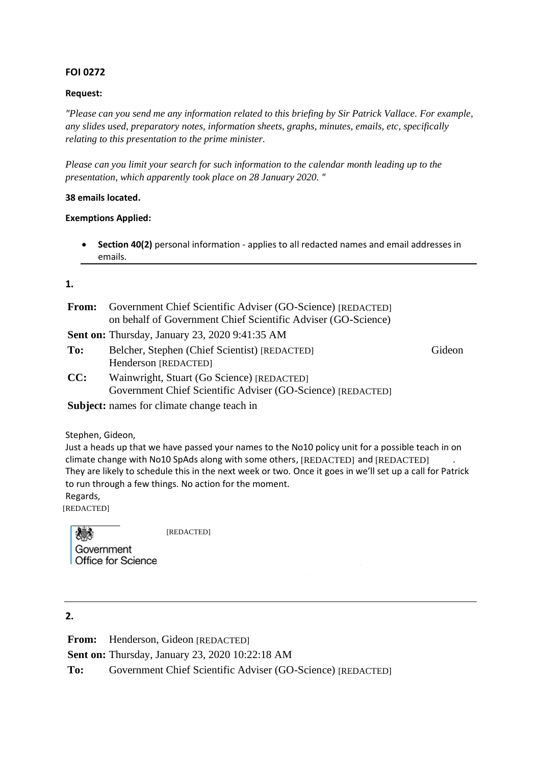**FOI 0272**

**Request:**

*"Please can you send me any information related to this briefing by Sir Patrick Vallace. For example, any slides used, preparatory notes, information sheets, graphs, minutes, emails, etc, specifically relating to this presentation to the prime minister.*

*Please can you limit your search for such information to the calendar month leading up to the presentation, which apparently took place on 28 January 2020. "*

**38 emails located.**

**Exemptions Applied:**

- **Section 40(2)** personal information - applies to all redacted names and email addresses in emails.

---

**1.**

**From:** Government Chief Scientific Adviser (GO-Science) [REDACTED] on behalf of Government Chief Scientific Adviser (GO-Science)
**Sent on:** Thursday, January 23, 2020 9:41:35 AM
**To:** Belcher, Stephen (Chief Scientist) [REDACTED] Gideon Henderson [REDACTED]
**CC:** Wainwright, Stuart (Go Science) [REDACTED] Government Chief Scientific Adviser (GO-Science) [REDACTED]
**Subject:** names for climate change teach in

Stephen, Gideon,

Just a heads up that we have passed your names to the No10 policy unit for a possible teach in on climate change with No10 SpAds along with some others, [REDACTED] and [REDACTED] . They are likely to schedule this in the next week or two. Once it goes in we'll set up a call for Patrick to run through a few things. No action for the moment.

Regards,

[REDACTED]

Government Office for Science

[REDACTED]

---

**2.**

**From:** Henderson, Gideon [REDACTED]
**Sent on:** Thursday, January 23, 2020 10:22:18 AM
**To:** Government Chief Scientific Adviser (GO-Science) [REDACTED]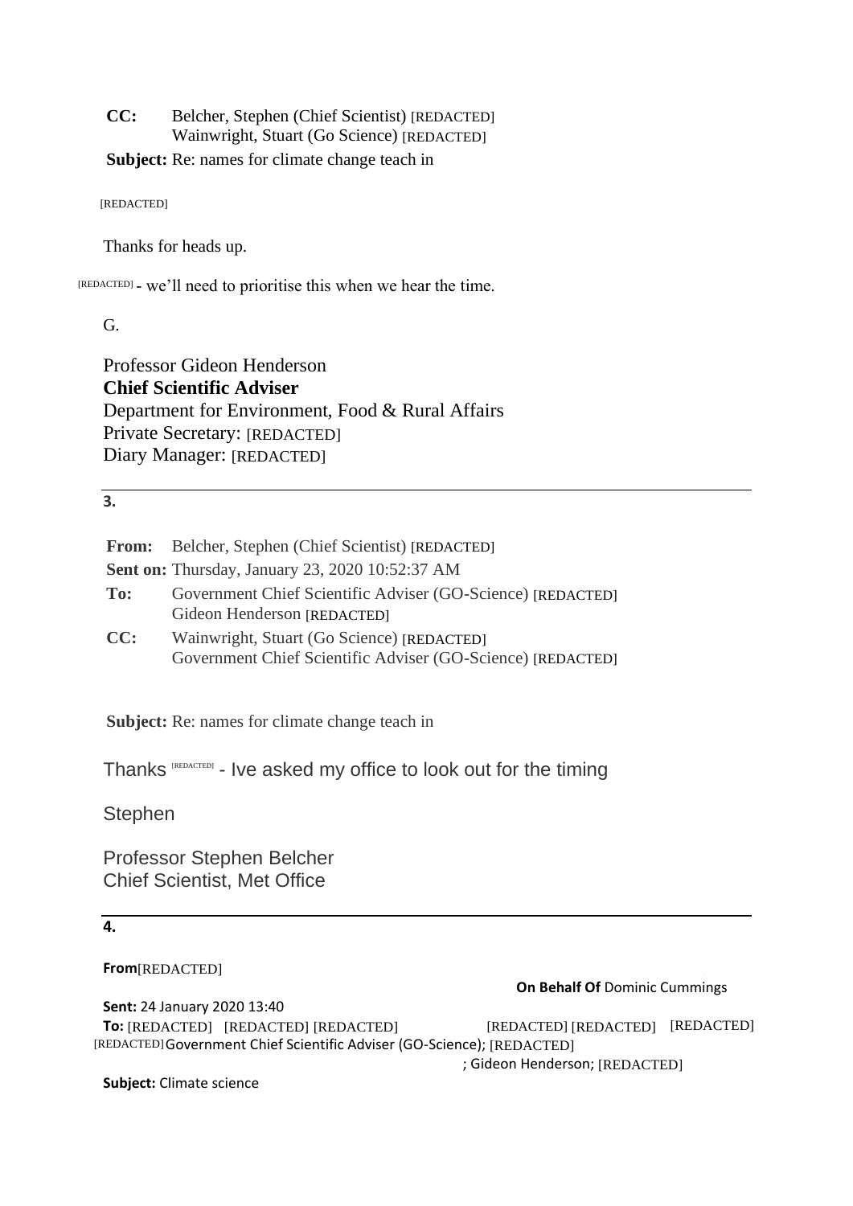**CC:** Belcher, Stephen (Chief Scientist) [REDACTED]
Wainwright, Stuart (Go Science) [REDACTED]

**Subject:** Re: names for climate change teach in

[REDACTED]

Thanks for heads up.

[REDACTED] - we'll need to prioritise this when we hear the time.

G.

Professor Gideon Henderson
**Chief Scientific Adviser**
Department for Environment, Food & Rural Affairs
Private Secretary: [REDACTED]
Diary Manager: [REDACTED]

---

**3.**

**From:** Belcher, Stephen (Chief Scientist) [REDACTED]
**Sent on:** Thursday, January 23, 2020 10:52:37 AM
**To:** Government Chief Scientific Adviser (GO-Science) [REDACTED]
Gideon Henderson [REDACTED]
**CC:** Wainwright, Stuart (Go Science) [REDACTED]
Government Chief Scientific Adviser (GO-Science) [REDACTED]

**Subject:** Re: names for climate change teach in

Thanks [REDACTED] - Ive asked my office to look out for the timing

Stephen

Professor Stephen Belcher
Chief Scientist, Met Office

---

**4.**

**From**[REDACTED] **On Behalf Of** Dominic Cummings
**Sent:** 24 January 2020 13:40
**To:** [REDACTED] [REDACTED] [REDACTED] [REDACTED] [REDACTED] [REDACTED] [REDACTED] Government Chief Scientific Adviser (GO-Science); [REDACTED] ; Gideon Henderson; [REDACTED]
**Subject:** Climate science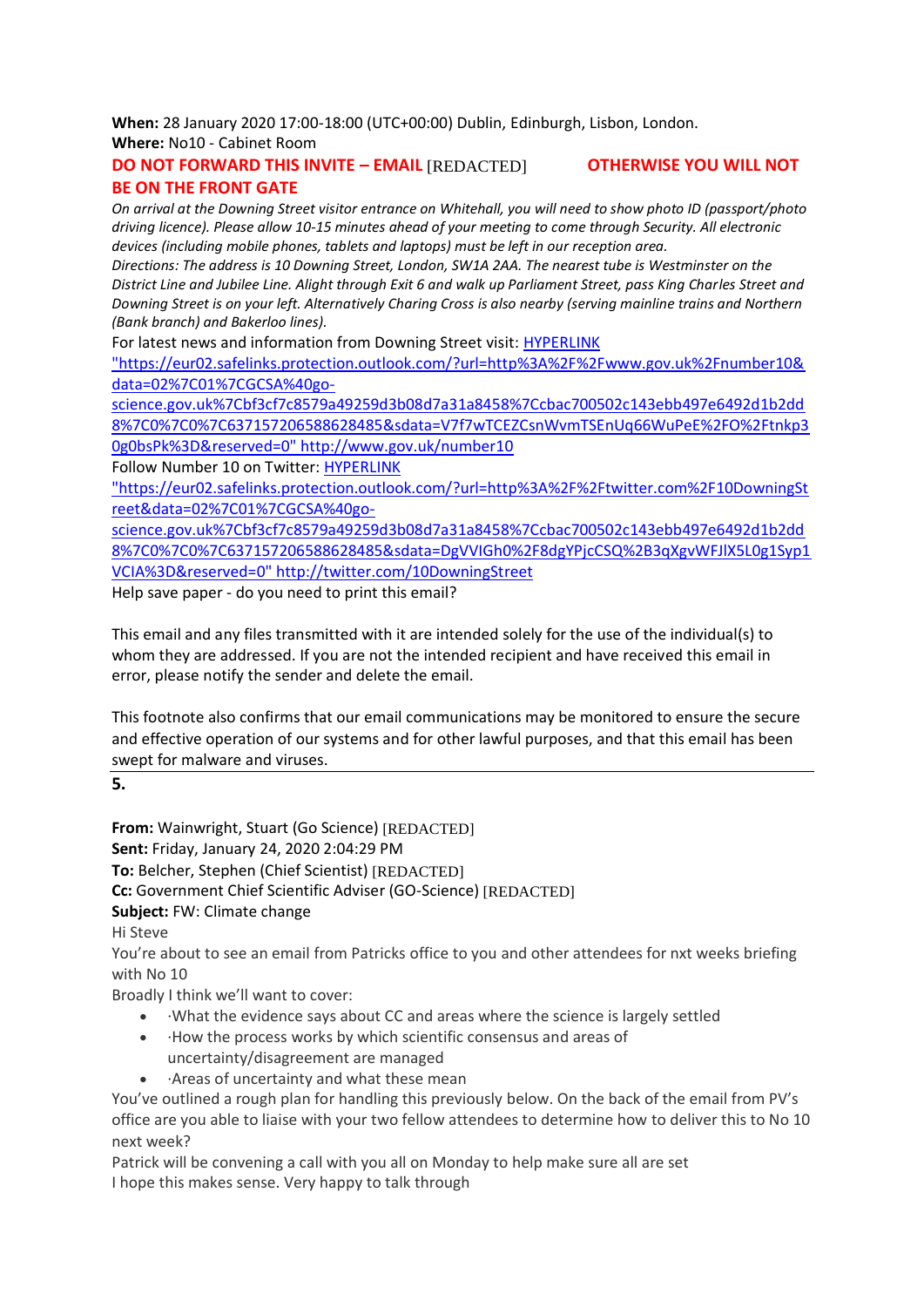**When:** 28 January 2020 17:00-18:00 (UTC+00:00) Dublin, Edinburgh, Lisbon, London.
**Where:** No10 - Cabinet Room
**DO NOT FORWARD THIS INVITE – EMAIL** [REDACTED] **OTHERWISE YOU WILL NOT BE ON THE FRONT GATE**

*On arrival at the Downing Street visitor entrance on Whitehall, you will need to show photo ID (passport/photo driving licence). Please allow 10-15 minutes ahead of your meeting to come through Security. All electronic devices (including mobile phones, tablets and laptops) must be left in our reception area.*

*Directions: The address is 10 Downing Street, London, SW1A 2AA. The nearest tube is Westminster on the District Line and Jubilee Line. Alight through Exit 6 and walk up Parliament Street, pass King Charles Street and Downing Street is on your left. Alternatively Charing Cross is also nearby (serving mainline trains and Northern (Bank branch) and Bakerloo lines).*

For latest news and information from Downing Street visit: HYPERLINK "https://eur02.safelinks.protection.outlook.com/?url=http%3A%2F%2Fwww.gov.uk%2Fnumber10&data=02%7C01%7CGCSA%40go-science.gov.uk%7Cbf3cf7c8579a49259d3b08d7a31a8458%7Ccbac700502c143ebb497e6492d1b2dd8%7C0%7C0%7C637157206588628485&sdata=V7f7wTCEZCsnWvmTSEnUq66WuPeE%2FO%2Ftnkp30g0bsPk%3D&reserved=0" http://www.gov.uk/number10

Follow Number 10 on Twitter: HYPERLINK "https://eur02.safelinks.protection.outlook.com/?url=http%3A%2F%2Ftwitter.com%2F10DowningStreet&data=02%7C01%7CGCSA%40go-science.gov.uk%7Cbf3cf7c8579a49259d3b08d7a31a8458%7Ccbac700502c143ebb497e6492d1b2dd8%7C0%7C0%7C637157206588628485&sdata=DgVVIGh0%2F8dgYPjcCSQ%2B3qXgvWFJlX5L0g1Syp1VCIA%3D&reserved=0" http://twitter.com/10DowningStreet

Help save paper - do you need to print this email?

This email and any files transmitted with it are intended solely for the use of the individual(s) to whom they are addressed. If you are not the intended recipient and have received this email in error, please notify the sender and delete the email.

This footnote also confirms that our email communications may be monitored to ensure the secure and effective operation of our systems and for other lawful purposes, and that this email has been swept for malware and viruses.

---

**5.**

**From:** Wainwright, Stuart (Go Science) [REDACTED]
**Sent:** Friday, January 24, 2020 2:04:29 PM
**To:** Belcher, Stephen (Chief Scientist) [REDACTED]
**Cc:** Government Chief Scientific Adviser (GO-Science) [REDACTED]
**Subject:** FW: Climate change

Hi Steve

You're about to see an email from Patricks office to you and other attendees for nxt weeks briefing with No 10

Broadly I think we'll want to cover:

- ·What the evidence says about CC and areas where the science is largely settled
- ·How the process works by which scientific consensus and areas of uncertainty/disagreement are managed
- ·Areas of uncertainty and what these mean

You've outlined a rough plan for handling this previously below. On the back of the email from PV's office are you able to liaise with your two fellow attendees to determine how to deliver this to No 10 next week?

Patrick will be convening a call with you all on Monday to help make sure all are set

I hope this makes sense. Very happy to talk through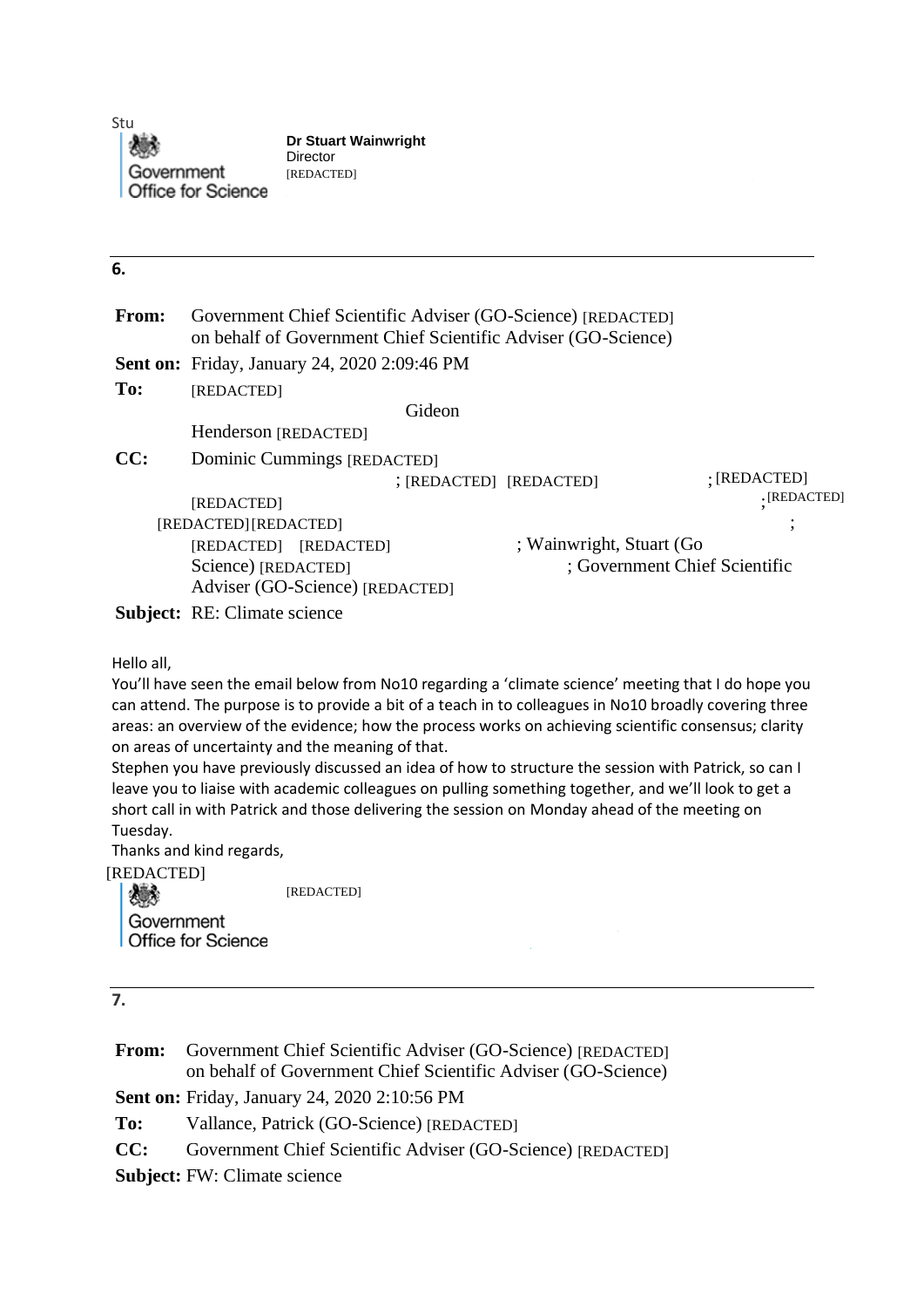Stu

Government Office for Science

**Dr Stuart Wainwright**
Director
[REDACTED]

---

**6.**

**From:** Government Chief Scientific Adviser (GO-Science) [REDACTED] on behalf of Government Chief Scientific Adviser (GO-Science)

**Sent on:** Friday, January 24, 2020 2:09:46 PM

**To:** [REDACTED] Gideon Henderson [REDACTED]

**CC:** Dominic Cummings [REDACTED] ; [REDACTED] [REDACTED] ; [REDACTED] [REDACTED] ; [REDACTED] [REDACTED][REDACTED] ; [REDACTED] [REDACTED] ; Wainwright, Stuart (Go Science) [REDACTED] ; Government Chief Scientific Adviser (GO-Science) [REDACTED]

**Subject:** RE: Climate science

Hello all,

You'll have seen the email below from No10 regarding a 'climate science' meeting that I do hope you can attend. The purpose is to provide a bit of a teach in to colleagues in No10 broadly covering three areas: an overview of the evidence; how the process works on achieving scientific consensus; clarity on areas of uncertainty and the meaning of that.

Stephen you have previously discussed an idea of how to structure the session with Patrick, so can I leave you to liaise with academic colleagues on pulling something together, and we'll look to get a short call in with Patrick and those delivering the session on Monday ahead of the meeting on Tuesday.

Thanks and kind regards,

[REDACTED]

Government Office for Science

[REDACTED]

---

**7.**

**From:** Government Chief Scientific Adviser (GO-Science) [REDACTED] on behalf of Government Chief Scientific Adviser (GO-Science)

**Sent on:** Friday, January 24, 2020 2:10:56 PM

**To:** Vallance, Patrick (GO-Science) [REDACTED]

**CC:** Government Chief Scientific Adviser (GO-Science) [REDACTED]

**Subject:** FW: Climate science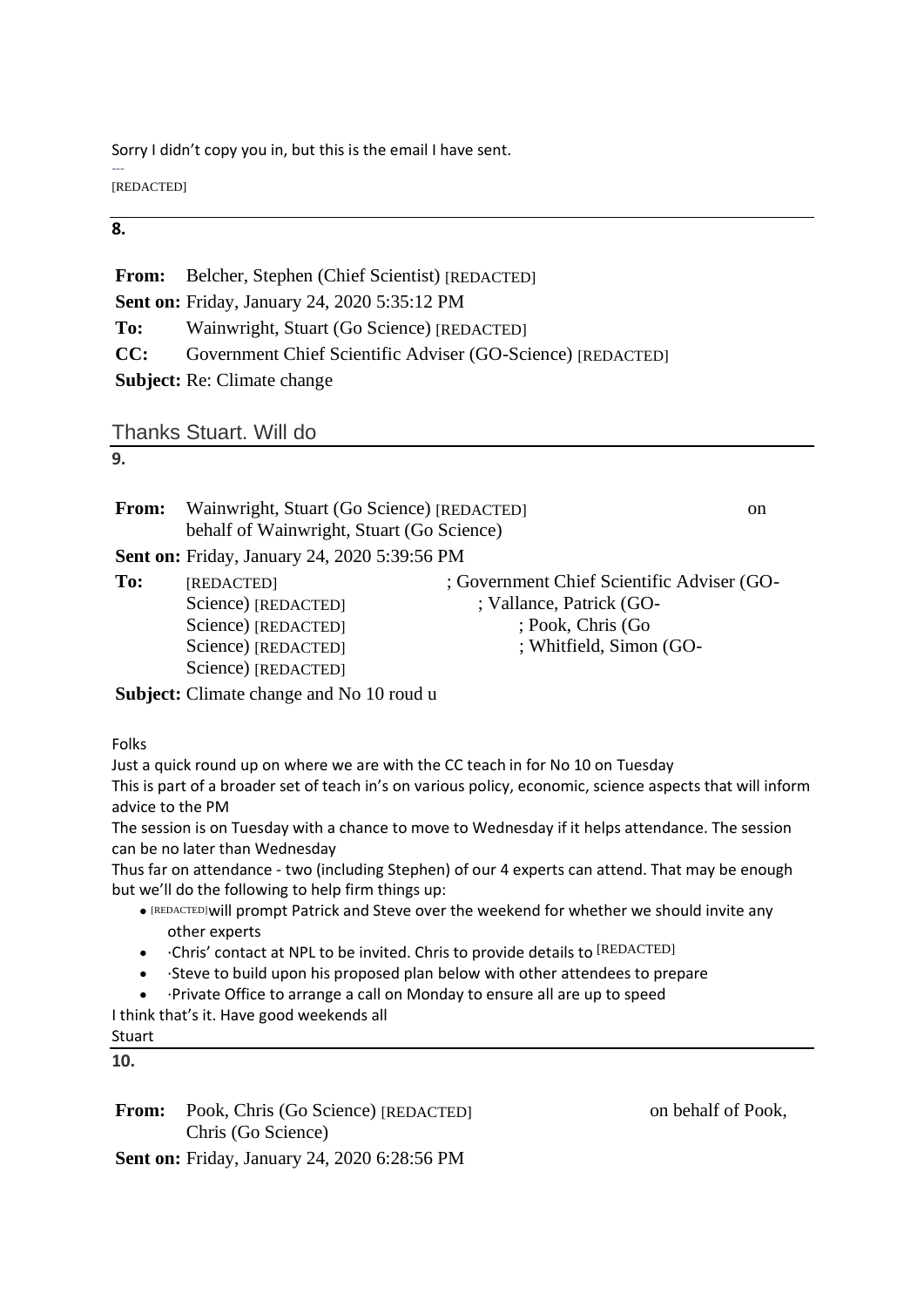Sorry I didn't copy you in, but this is the email I have sent.

---

[REDACTED]

**8.**

**From:** Belcher, Stephen (Chief Scientist) [REDACTED]
**Sent on:** Friday, January 24, 2020 5:35:12 PM
**To:** Wainwright, Stuart (Go Science) [REDACTED]
**CC:** Government Chief Scientific Adviser (GO-Science) [REDACTED]
**Subject:** Re: Climate change

Thanks Stuart. Will do

**9.**

**From:** Wainwright, Stuart (Go Science) [REDACTED] on behalf of Wainwright, Stuart (Go Science)
**Sent on:** Friday, January 24, 2020 5:39:56 PM
**To:** [REDACTED]; Government Chief Scientific Adviser (GO-Science) [REDACTED]; Vallance, Patrick (GO-Science) [REDACTED]; Pook, Chris (Go Science) [REDACTED]; Whitfield, Simon (GO-Science) [REDACTED]
**Subject:** Climate change and No 10 roud u

Folks

Just a quick round up on where we are with the CC teach in for No 10 on Tuesday

This is part of a broader set of teach in's on various policy, economic, science aspects that will inform advice to the PM

The session is on Tuesday with a chance to move to Wednesday if it helps attendance. The session can be no later than Wednesday

Thus far on attendance - two (including Stephen) of our 4 experts can attend. That may be enough but we'll do the following to help firm things up:

- [REDACTED] will prompt Patrick and Steve over the weekend for whether we should invite any other experts
- ·Chris' contact at NPL to be invited. Chris to provide details to [REDACTED]
- ·Steve to build upon his proposed plan below with other attendees to prepare
- ·Private Office to arrange a call on Monday to ensure all are up to speed

I think that's it. Have good weekends all

Stuart

**10.**

**From:** Pook, Chris (Go Science) [REDACTED] on behalf of Pook, Chris (Go Science)
**Sent on:** Friday, January 24, 2020 6:28:56 PM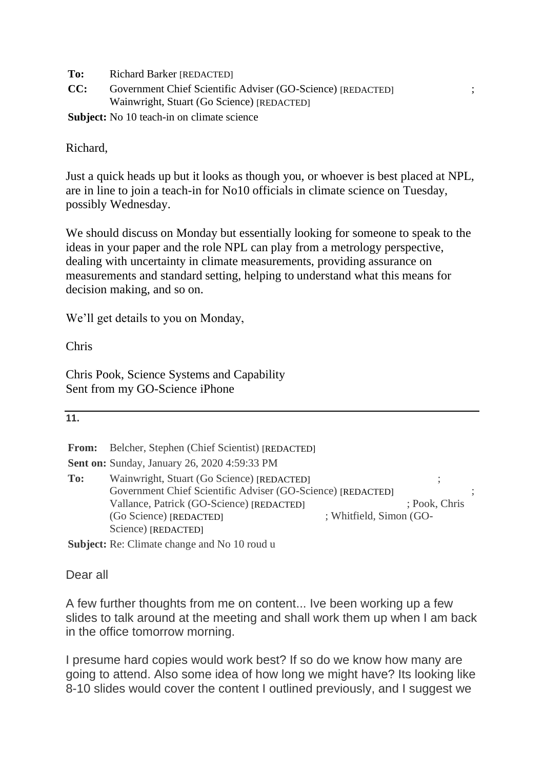**To:** Richard Barker [REDACTED]
**CC:** Government Chief Scientific Adviser (GO-Science) [REDACTED] ; Wainwright, Stuart (Go Science) [REDACTED]
**Subject:** No 10 teach-in on climate science

Richard,

Just a quick heads up but it looks as though you, or whoever is best placed at NPL, are in line to join a teach-in for No10 officials in climate science on Tuesday, possibly Wednesday.

We should discuss on Monday but essentially looking for someone to speak to the ideas in your paper and the role NPL can play from a metrology perspective, dealing with uncertainty in climate measurements, providing assurance on measurements and standard setting, helping to understand what this means for decision making, and so on.

We'll get details to you on Monday,

Chris

Chris Pook, Science Systems and Capability
Sent from my GO-Science iPhone

---

**11.**

**From:** Belcher, Stephen (Chief Scientist) [REDACTED]
**Sent on:** Sunday, January 26, 2020 4:59:33 PM
**To:** Wainwright, Stuart (Go Science) [REDACTED] ; Government Chief Scientific Adviser (GO-Science) [REDACTED] ; Vallance, Patrick (GO-Science) [REDACTED] ; Pook, Chris (Go Science) [REDACTED] ; Whitfield, Simon (GO-Science) [REDACTED]
**Subject:** Re: Climate change and No 10 roud u

Dear all

A few further thoughts from me on content... Ive been working up a few slides to talk around at the meeting and shall work them up when I am back in the office tomorrow morning.

I presume hard copies would work best? If so do we know how many are going to attend. Also some idea of how long we might have? Its looking like 8-10 slides would cover the content I outlined previously, and I suggest we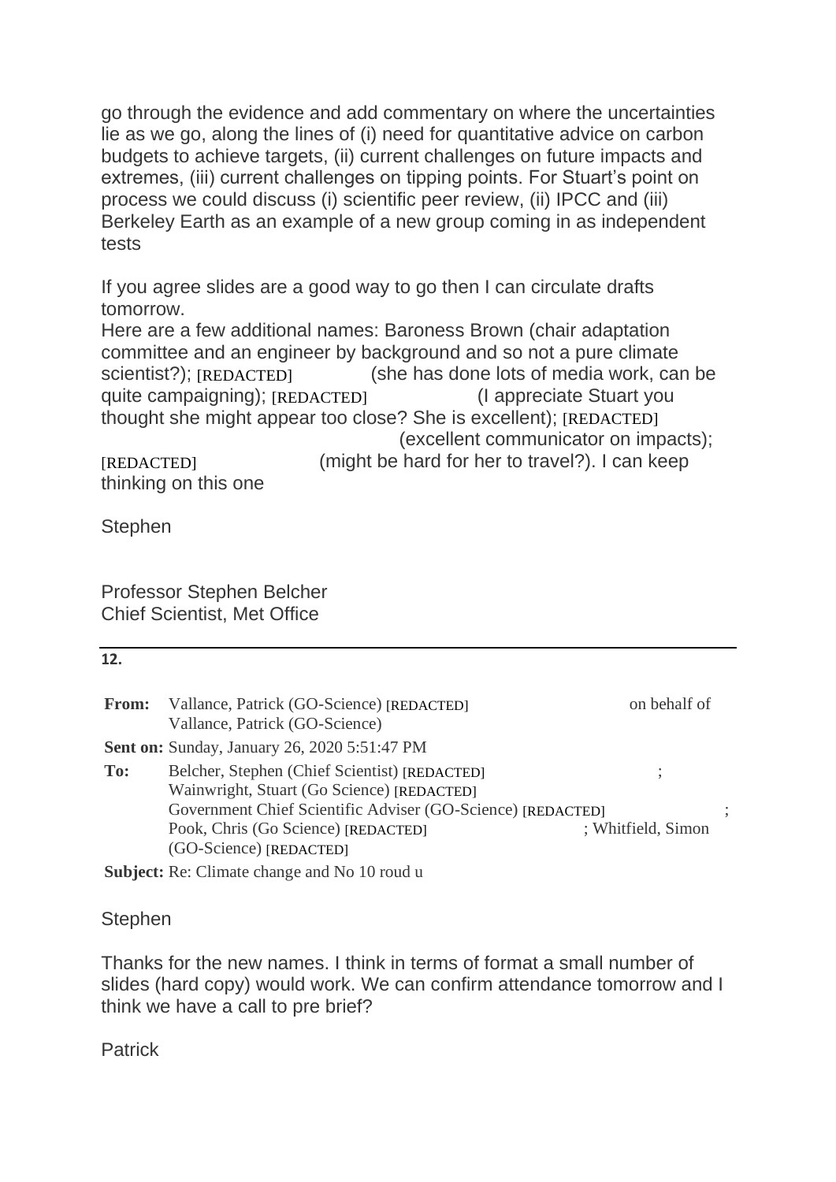go through the evidence and add commentary on where the uncertainties lie as we go, along the lines of (i) need for quantitative advice on carbon budgets to achieve targets, (ii) current challenges on future impacts and extremes, (iii) current challenges on tipping points. For Stuart's point on process we could discuss (i) scientific peer review, (ii) IPCC and (iii) Berkeley Earth as an example of a new group coming in as independent tests

If you agree slides are a good way to go then I can circulate drafts tomorrow.
Here are a few additional names: Baroness Brown (chair adaptation committee and an engineer by background and so not a pure climate scientist?); [REDACTED] (she has done lots of media work, can be quite campaigning); [REDACTED] (I appreciate Stuart you thought she might appear too close? She is excellent); [REDACTED] (excellent communicator on impacts); [REDACTED] (might be hard for her to travel?). I can keep thinking on this one

Stephen

Professor Stephen Belcher
Chief Scientist, Met Office

---

**12.**

**From:** Vallance, Patrick (GO-Science) [REDACTED] on behalf of Vallance, Patrick (GO-Science)
**Sent on:** Sunday, January 26, 2020 5:51:47 PM
**To:** Belcher, Stephen (Chief Scientist) [REDACTED]; Wainwright, Stuart (Go Science) [REDACTED] Government Chief Scientific Adviser (GO-Science) [REDACTED]; Pook, Chris (Go Science) [REDACTED]; Whitfield, Simon (GO-Science) [REDACTED]
**Subject:** Re: Climate change and No 10 roud u

Stephen

Thanks for the new names. I think in terms of format a small number of slides (hard copy) would work. We can confirm attendance tomorrow and I think we have a call to pre brief?

Patrick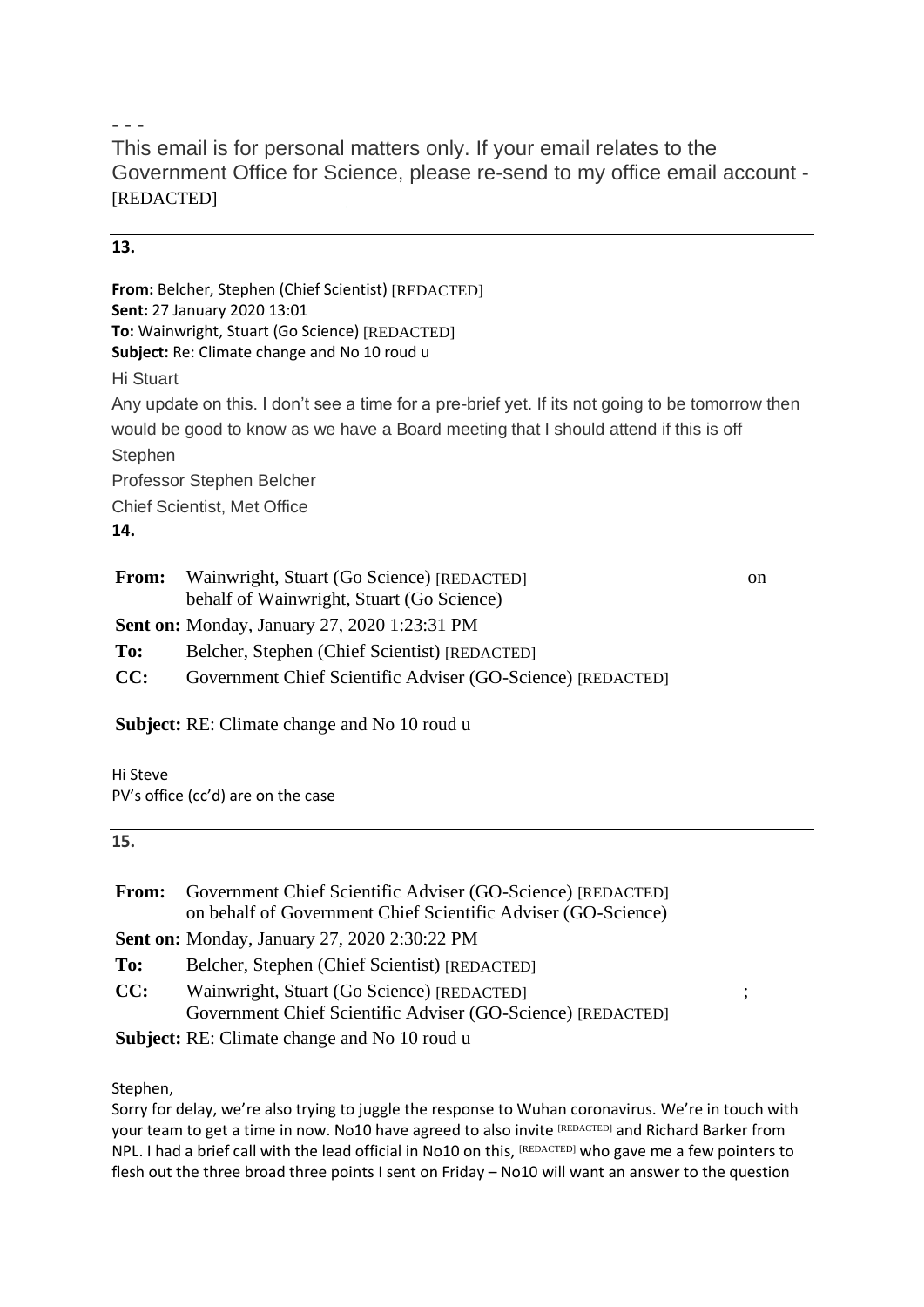- - -

This email is for personal matters only. If your email relates to the Government Office for Science, please re-send to my office email account - [REDACTED]

**13.**

**From:** Belcher, Stephen (Chief Scientist) [REDACTED]
**Sent:** 27 January 2020 13:01
**To:** Wainwright, Stuart (Go Science) [REDACTED]
**Subject:** Re: Climate change and No 10 roud u

Hi Stuart

Any update on this. I don't see a time for a pre-brief yet. If its not going to be tomorrow then would be good to know as we have a Board meeting that I should attend if this is off

Stephen

Professor Stephen Belcher

Chief Scientist, Met Office

**14.**

**From:** Wainwright, Stuart (Go Science) [REDACTED] on behalf of Wainwright, Stuart (Go Science)
**Sent on:** Monday, January 27, 2020 1:23:31 PM
**To:** Belcher, Stephen (Chief Scientist) [REDACTED]
**CC:** Government Chief Scientific Adviser (GO-Science) [REDACTED]

**Subject:** RE: Climate change and No 10 roud u

Hi Steve
PV's office (cc'd) are on the case

**15.**

**From:** Government Chief Scientific Adviser (GO-Science) [REDACTED] on behalf of Government Chief Scientific Adviser (GO-Science)
**Sent on:** Monday, January 27, 2020 2:30:22 PM
**To:** Belcher, Stephen (Chief Scientist) [REDACTED]
**CC:** Wainwright, Stuart (Go Science) [REDACTED]; Government Chief Scientific Adviser (GO-Science) [REDACTED]
**Subject:** RE: Climate change and No 10 roud u

Stephen,
Sorry for delay, we're also trying to juggle the response to Wuhan coronavirus. We're in touch with your team to get a time in now. No10 have agreed to also invite [REDACTED] and Richard Barker from NPL. I had a brief call with the lead official in No10 on this, [REDACTED] who gave me a few pointers to flesh out the three broad three points I sent on Friday – No10 will want an answer to the question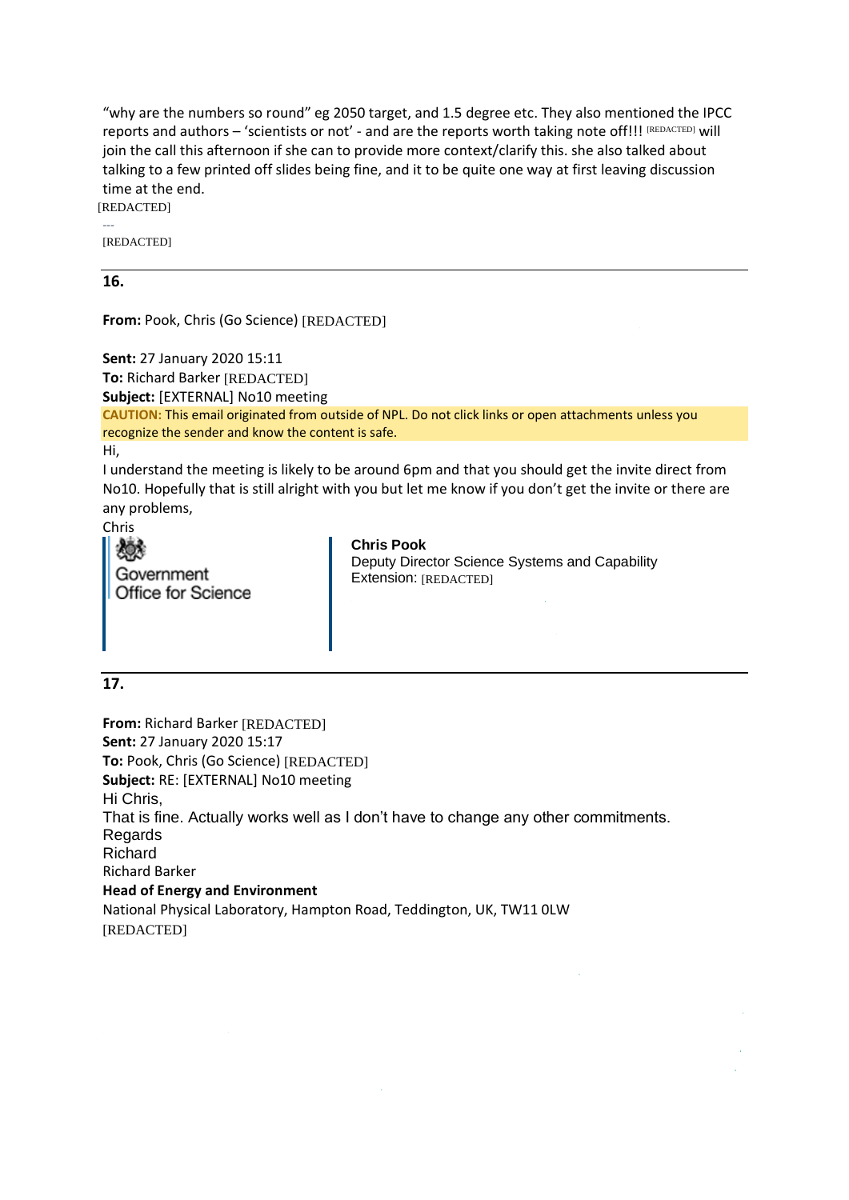"why are the numbers so round" eg 2050 target, and 1.5 degree etc. They also mentioned the IPCC reports and authors – 'scientists or not' - and are the reports worth taking note off!!! [REDACTED] will join the call this afternoon if she can to provide more context/clarify this. she also talked about talking to a few printed off slides being fine, and it to be quite one way at first leaving discussion time at the end.

[REDACTED]

---

[REDACTED]

---

**16.**

**From:** Pook, Chris (Go Science) [REDACTED]

**Sent:** 27 January 2020 15:11
**To:** Richard Barker [REDACTED]
**Subject:** [EXTERNAL] No10 meeting

**CAUTION:** This email originated from outside of NPL. Do not click links or open attachments unless you recognize the sender and know the content is safe.

Hi,

I understand the meeting is likely to be around 6pm and that you should get the invite direct from No10. Hopefully that is still alright with you but let me know if you don't get the invite or there are any problems,

Chris

Government Office for Science

**Chris Pook**
Deputy Director Science Systems and Capability
Extension: [REDACTED]

---

**17.**

**From:** Richard Barker [REDACTED]
**Sent:** 27 January 2020 15:17
**To:** Pook, Chris (Go Science) [REDACTED]
**Subject:** RE: [EXTERNAL] No10 meeting

Hi Chris,

That is fine. Actually works well as I don't have to change any other commitments.

Regards

Richard

Richard Barker
**Head of Energy and Environment**
National Physical Laboratory, Hampton Road, Teddington, UK, TW11 0LW
[REDACTED]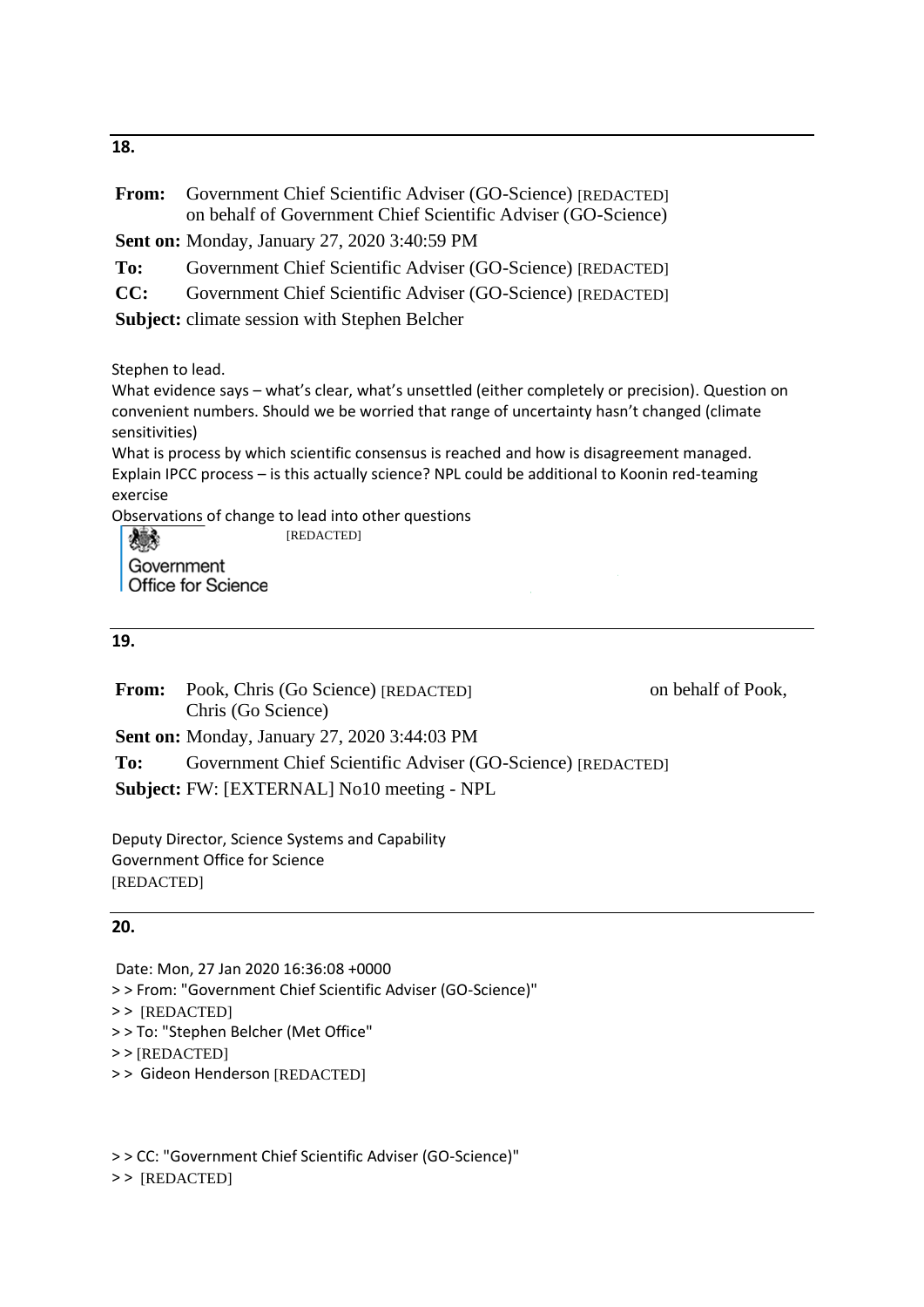**18.**

**From:** Government Chief Scientific Adviser (GO-Science) [REDACTED] on behalf of Government Chief Scientific Adviser (GO-Science)

**Sent on:** Monday, January 27, 2020 3:40:59 PM

**To:** Government Chief Scientific Adviser (GO-Science) [REDACTED]

**CC:** Government Chief Scientific Adviser (GO-Science) [REDACTED]

**Subject:** climate session with Stephen Belcher

Stephen to lead.
What evidence says – what's clear, what's unsettled (either completely or precision). Question on convenient numbers. Should we be worried that range of uncertainty hasn't changed (climate sensitivities)
What is process by which scientific consensus is reached and how is disagreement managed. Explain IPCC process – is this actually science? NPL could be additional to Koonin red-teaming exercise
Observations of change to lead into other questions

[REDACTED]

Government
Office for Science

**19.**

**From:** Pook, Chris (Go Science) [REDACTED] on behalf of Pook, Chris (Go Science)

**Sent on:** Monday, January 27, 2020 3:44:03 PM

**To:** Government Chief Scientific Adviser (GO-Science) [REDACTED]

**Subject:** FW: [EXTERNAL] No10 meeting - NPL

Deputy Director, Science Systems and Capability
Government Office for Science
[REDACTED]

**20.**

Date: Mon, 27 Jan 2020 16:36:08 +0000
> > From: "Government Chief Scientific Adviser (GO-Science)"
> > [REDACTED]
> > To: "Stephen Belcher (Met Office"
> > [REDACTED]
> > Gideon Henderson [REDACTED]

> > CC: "Government Chief Scientific Adviser (GO-Science)"
> > [REDACTED]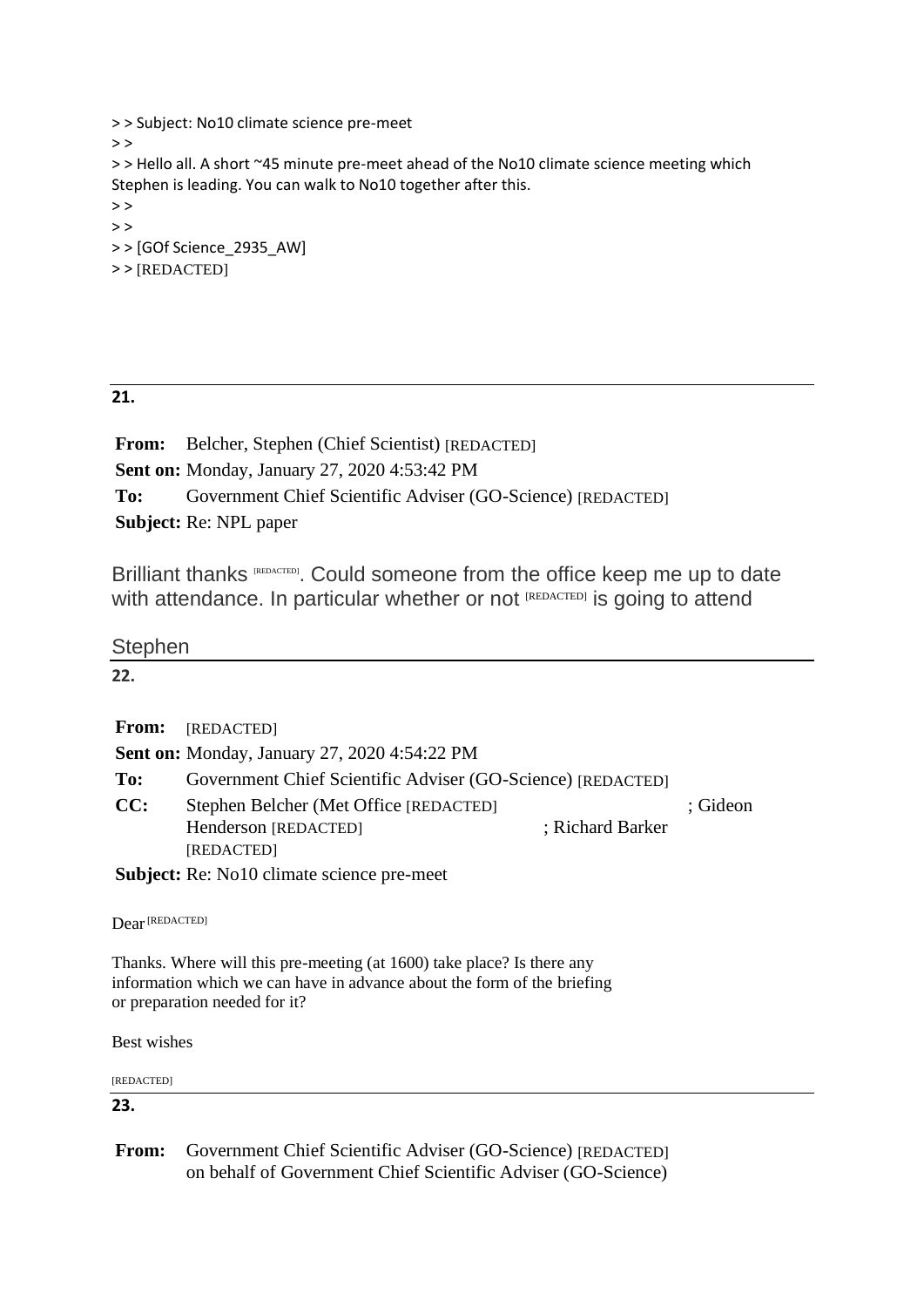> > Subject: No10 climate science pre-meet
> >
> > Hello all. A short ~45 minute pre-meet ahead of the No10 climate science meeting which Stephen is leading. You can walk to No10 together after this.
> >
> >
> > [GOf Science_2935_AW]
> > [REDACTED]

---

**21.**

**From:** Belcher, Stephen (Chief Scientist) [REDACTED]
**Sent on:** Monday, January 27, 2020 4:53:42 PM
**To:** Government Chief Scientific Adviser (GO-Science) [REDACTED]
**Subject:** Re: NPL paper

Brilliant thanks [REDACTED]. Could someone from the office keep me up to date with attendance. In particular whether or not [REDACTED] is going to attend

Stephen

---

**22.**

**From:** [REDACTED]
**Sent on:** Monday, January 27, 2020 4:54:22 PM
**To:** Government Chief Scientific Adviser (GO-Science) [REDACTED]
**CC:** Stephen Belcher (Met Office [REDACTED] ; Gideon Henderson [REDACTED] ; Richard Barker [REDACTED]
**Subject:** Re: No10 climate science pre-meet

Dear [REDACTED]

Thanks. Where will this pre-meeting (at 1600) take place? Is there any information which we can have in advance about the form of the briefing or preparation needed for it?

Best wishes

[REDACTED]

---

**23.**

**From:** Government Chief Scientific Adviser (GO-Science) [REDACTED] on behalf of Government Chief Scientific Adviser (GO-Science)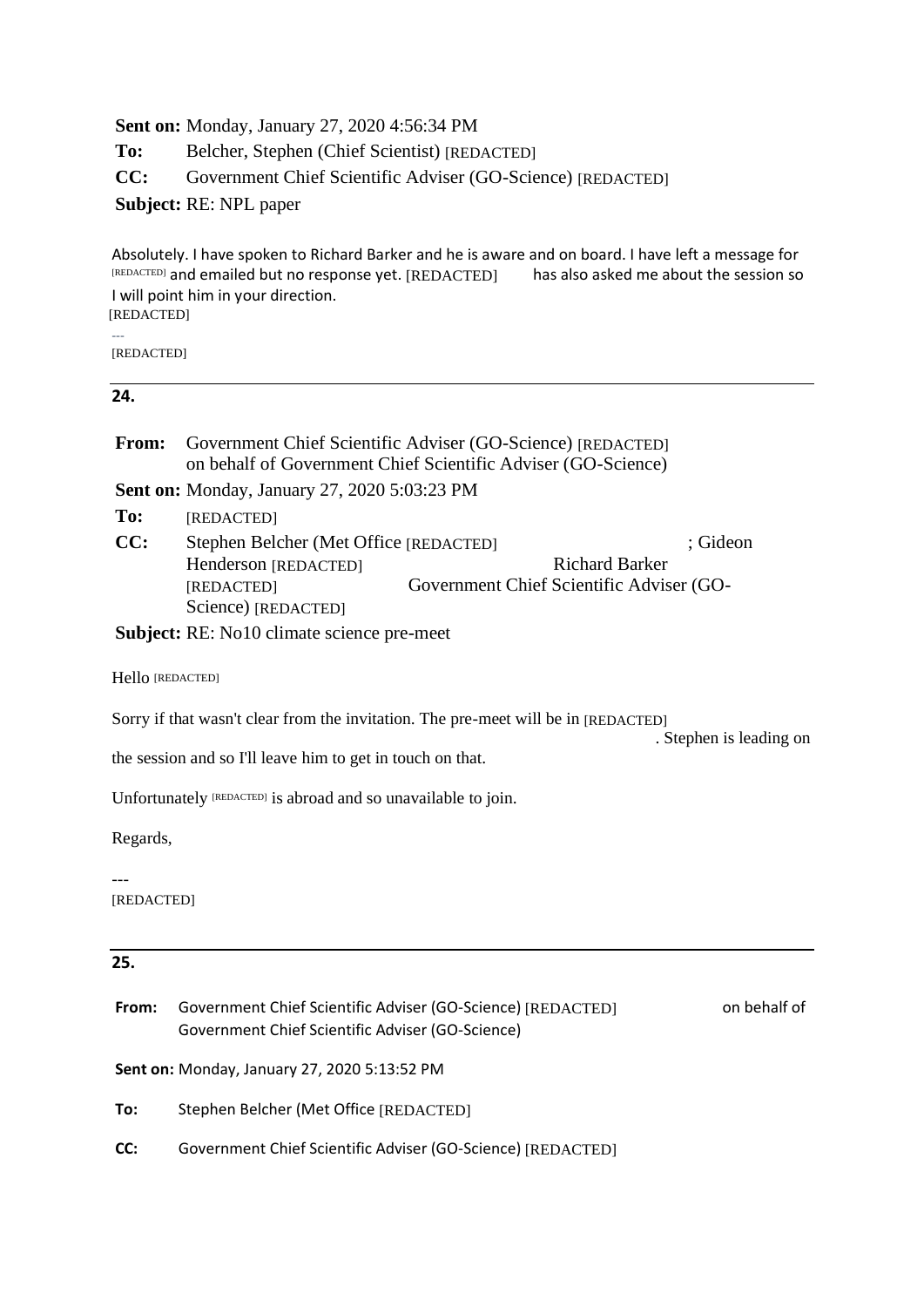**Sent on:** Monday, January 27, 2020 4:56:34 PM

**To:** Belcher, Stephen (Chief Scientist) [REDACTED]

**CC:** Government Chief Scientific Adviser (GO-Science) [REDACTED]

**Subject:** RE: NPL paper

Absolutely. I have spoken to Richard Barker and he is aware and on board. I have left a message for [REDACTED] and emailed but no response yet. [REDACTED] has also asked me about the session so I will point him in your direction.

[REDACTED]

---

[REDACTED]

---

**24.**

**From:** Government Chief Scientific Adviser (GO-Science) [REDACTED] on behalf of Government Chief Scientific Adviser (GO-Science)

**Sent on:** Monday, January 27, 2020 5:03:23 PM

**To:** [REDACTED]

**CC:** Stephen Belcher (Met Office [REDACTED] ; Gideon Henderson [REDACTED] Richard Barker [REDACTED] Government Chief Scientific Adviser (GO-Science) [REDACTED]

**Subject:** RE: No10 climate science pre-meet

Hello [REDACTED]

Sorry if that wasn't clear from the invitation. The pre-meet will be in [REDACTED] . Stephen is leading on the session and so I'll leave him to get in touch on that.

Unfortunately [REDACTED] is abroad and so unavailable to join.

Regards,

---

[REDACTED]

---

**25.**

**From:** Government Chief Scientific Adviser (GO-Science) [REDACTED] on behalf of Government Chief Scientific Adviser (GO-Science)

**Sent on:** Monday, January 27, 2020 5:13:52 PM

**To:** Stephen Belcher (Met Office [REDACTED]

**CC:** Government Chief Scientific Adviser (GO-Science) [REDACTED]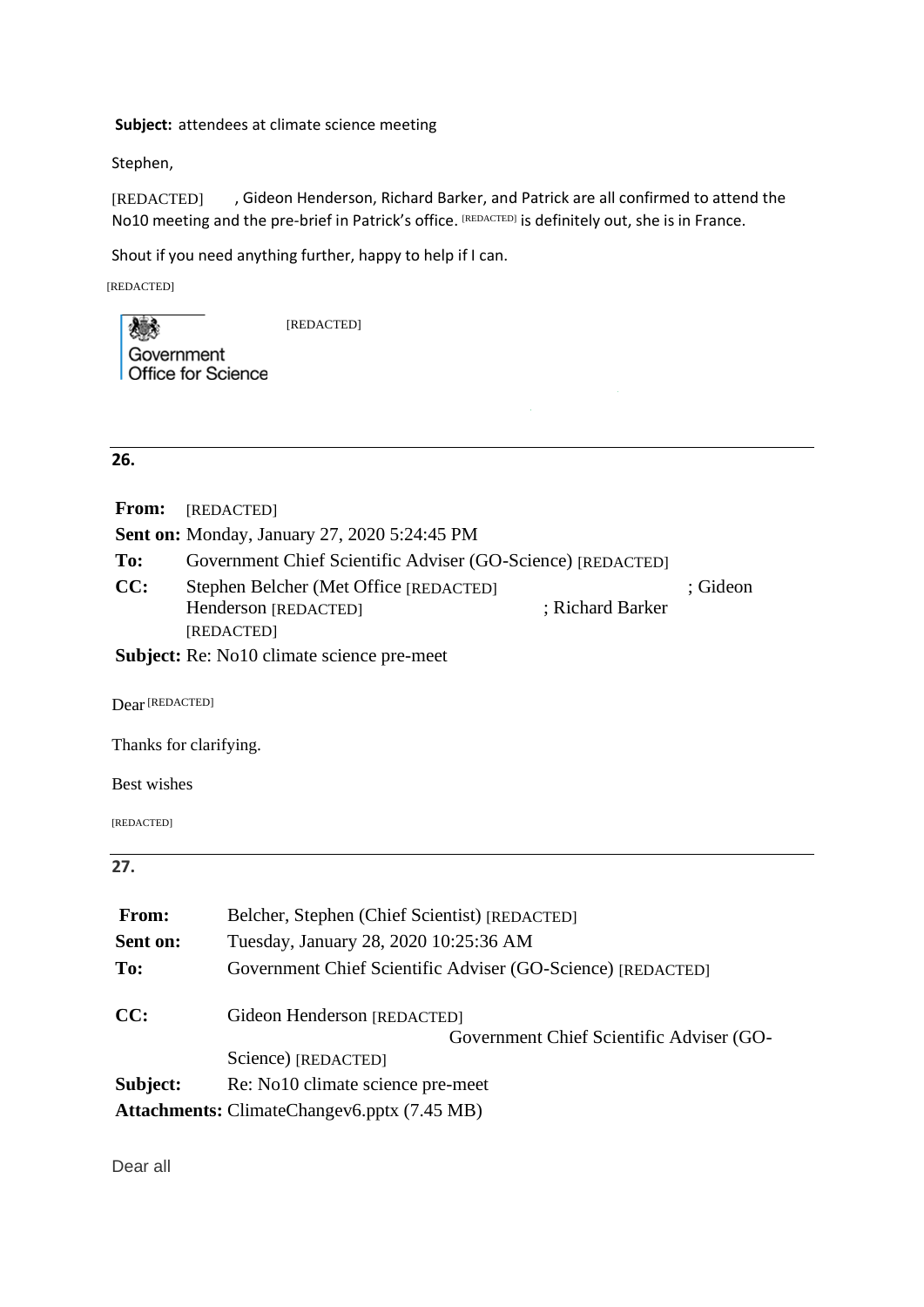**Subject:** attendees at climate science meeting

Stephen,

[REDACTED] , Gideon Henderson, Richard Barker, and Patrick are all confirmed to attend the No10 meeting and the pre-brief in Patrick's office. [REDACTED] is definitely out, she is in France.

Shout if you need anything further, happy to help if I can.

[REDACTED]

[REDACTED]

Government Office for Science

---

**26.**

**From:** [REDACTED]
**Sent on:** Monday, January 27, 2020 5:24:45 PM
**To:** Government Chief Scientific Adviser (GO-Science) [REDACTED]
**CC:** Stephen Belcher (Met Office [REDACTED] ; Gideon Henderson [REDACTED] ; Richard Barker [REDACTED]
**Subject:** Re: No10 climate science pre-meet

Dear [REDACTED]

Thanks for clarifying.

Best wishes

[REDACTED]

---

**27.**

**From:** Belcher, Stephen (Chief Scientist) [REDACTED]
**Sent on:** Tuesday, January 28, 2020 10:25:36 AM
**To:** Government Chief Scientific Adviser (GO-Science) [REDACTED]
**CC:** Gideon Henderson [REDACTED] Government Chief Scientific Adviser (GO-Science) [REDACTED]
**Subject:** Re: No10 climate science pre-meet
**Attachments:** ClimateChangev6.pptx (7.45 MB)

Dear all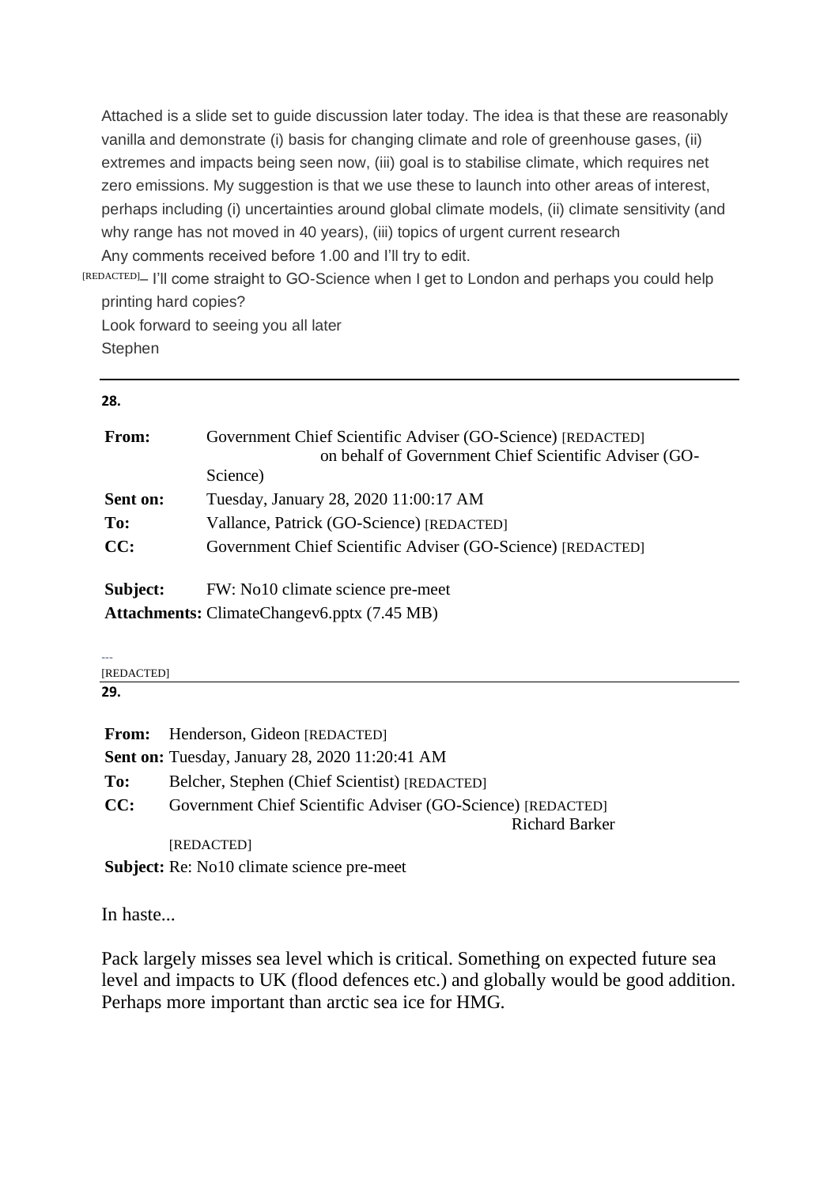Attached is a slide set to guide discussion later today. The idea is that these are reasonably vanilla and demonstrate (i) basis for changing climate and role of greenhouse gases, (ii) extremes and impacts being seen now, (iii) goal is to stabilise climate, which requires net zero emissions. My suggestion is that we use these to launch into other areas of interest, perhaps including (i) uncertainties around global climate models, (ii) climate sensitivity (and why range has not moved in 40 years), (iii) topics of urgent current research

Any comments received before 1.00 and I'll try to edit.

[REDACTED] – I'll come straight to GO-Science when I get to London and perhaps you could help printing hard copies?

Look forward to seeing you all later

Stephen

---

**28.**

| | |
|---|---|
| **From:** | Government Chief Scientific Adviser (GO-Science) [REDACTED] on behalf of Government Chief Scientific Adviser (GO-Science) |
| **Sent on:** | Tuesday, January 28, 2020 11:00:17 AM |
| **To:** | Vallance, Patrick (GO-Science) [REDACTED] |
| **CC:** | Government Chief Scientific Adviser (GO-Science) [REDACTED] |
| **Subject:** | FW: No10 climate science pre-meet |
| **Attachments:** | ClimateChangev6.pptx (7.45 MB) |

---

[REDACTED]

**29.**

| | |
|---|---|
| **From:** | Henderson, Gideon [REDACTED] |
| **Sent on:** | Tuesday, January 28, 2020 11:20:41 AM |
| **To:** | Belcher, Stephen (Chief Scientist) [REDACTED] |
| **CC:** | Government Chief Scientific Adviser (GO-Science) [REDACTED] Richard Barker [REDACTED] |
| **Subject:** | Re: No10 climate science pre-meet |

In haste...

Pack largely misses sea level which is critical. Something on expected future sea level and impacts to UK (flood defences etc.) and globally would be good addition. Perhaps more important than arctic sea ice for HMG.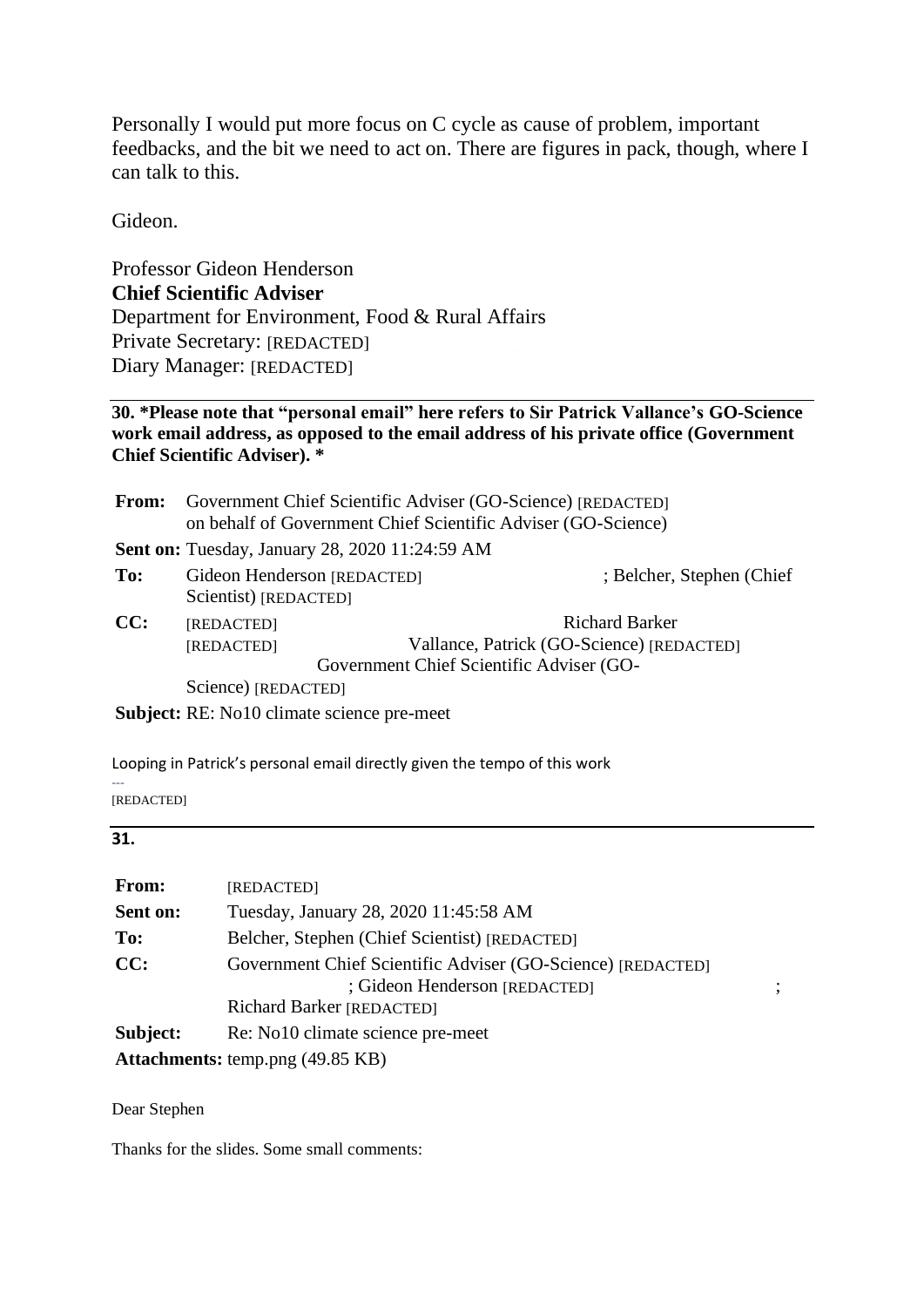Personally I would put more focus on C cycle as cause of problem, important feedbacks, and the bit we need to act on. There are figures in pack, though, where I can talk to this.

Gideon.

Professor Gideon Henderson
**Chief Scientific Adviser**
Department for Environment, Food & Rural Affairs
Private Secretary: [REDACTED]
Diary Manager: [REDACTED]

---

**30. *Please note that "personal email" here refers to Sir Patrick Vallance's GO-Science work email address, as opposed to the email address of his private office (Government Chief Scientific Adviser). ***

**From:** Government Chief Scientific Adviser (GO-Science) [REDACTED] on behalf of Government Chief Scientific Adviser (GO-Science)
**Sent on:** Tuesday, January 28, 2020 11:24:59 AM
**To:** Gideon Henderson [REDACTED] ; Belcher, Stephen (Chief Scientist) [REDACTED]
**CC:** [REDACTED] Richard Barker [REDACTED] Vallance, Patrick (GO-Science) [REDACTED] Government Chief Scientific Adviser (GO-Science) [REDACTED]
**Subject:** RE: No10 climate science pre-meet

Looping in Patrick's personal email directly given the tempo of this work

---
[REDACTED]

---

**31.**

**From:** [REDACTED]
**Sent on:** Tuesday, January 28, 2020 11:45:58 AM
**To:** Belcher, Stephen (Chief Scientist) [REDACTED]
**CC:** Government Chief Scientific Adviser (GO-Science) [REDACTED] ; Gideon Henderson [REDACTED] ; Richard Barker [REDACTED]
**Subject:** Re: No10 climate science pre-meet
**Attachments:** temp.png (49.85 KB)

Dear Stephen

Thanks for the slides. Some small comments: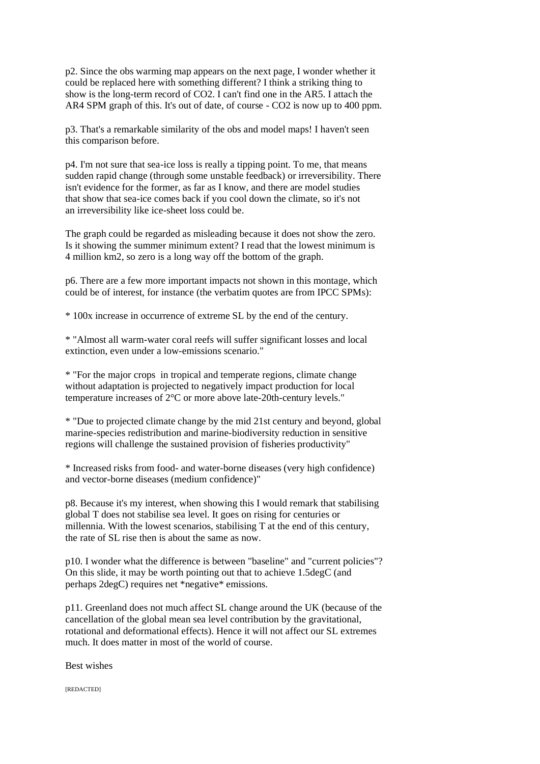p2. Since the obs warming map appears on the next page, I wonder whether it could be replaced here with something different? I think a striking thing to show is the long-term record of $CO_2$. I can't find one in the AR5. I attach the AR4 SPM graph of this. It's out of date, of course - $CO_2$ is now up to 400 ppm.

p3. That's a remarkable similarity of the obs and model maps! I haven't seen this comparison before.

p4. I'm not sure that sea-ice loss is really a tipping point. To me, that means sudden rapid change (through some unstable feedback) or irreversibility. There isn't evidence for the former, as far as I know, and there are model studies that show that sea-ice comes back if you cool down the climate, so it's not an irreversibility like ice-sheet loss could be.

The graph could be regarded as misleading because it does not show the zero. Is it showing the summer minimum extent? I read that the lowest minimum is 4 million km2, so zero is a long way off the bottom of the graph.

p6. There are a few more important impacts not shown in this montage, which could be of interest, for instance (the verbatim quotes are from IPCC SPMs):

* 100x increase in occurrence of extreme SL by the end of the century.

* "Almost all warm-water coral reefs will suffer significant losses and local extinction, even under a low-emissions scenario."

* "For the major crops  in tropical and temperate regions, climate change without adaptation is projected to negatively impact production for local temperature increases of 2°C or more above late-20th-century levels."

* "Due to projected climate change by the mid 21st century and beyond, global marine-species redistribution and marine-biodiversity reduction in sensitive regions will challenge the sustained provision of fisheries productivity"

* Increased risks from food- and water-borne diseases (very high confidence) and vector-borne diseases (medium confidence)"

p8. Because it's my interest, when showing this I would remark that stabilising global T does not stabilise sea level. It goes on rising for centuries or millennia. With the lowest scenarios, stabilising T at the end of this century, the rate of SL rise then is about the same as now.

p10. I wonder what the difference is between "baseline" and "current policies"? On this slide, it may be worth pointing out that to achieve 1.5degC (and perhaps 2degC) requires net *negative* emissions.

p11. Greenland does not much affect SL change around the UK (because of the cancellation of the global mean sea level contribution by the gravitational, rotational and deformational effects). Hence it will not affect our SL extremes much. It does matter in most of the world of course.

Best wishes

[REDACTED]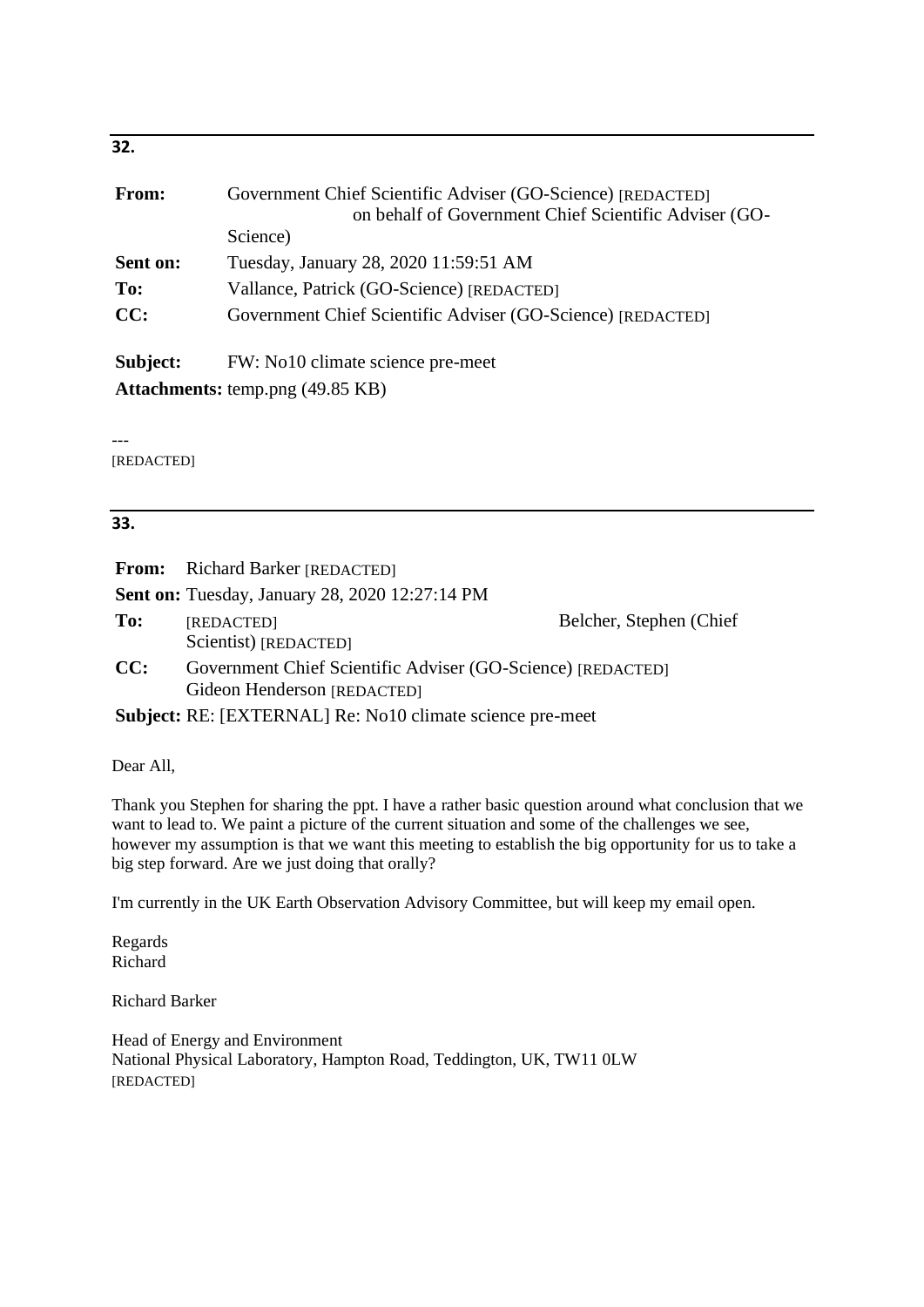**32.**

| | |
|---|---|
| **From:** | Government Chief Scientific Adviser (GO-Science) [REDACTED] on behalf of Government Chief Scientific Adviser (GO-Science) |
| **Sent on:** | Tuesday, January 28, 2020 11:59:51 AM |
| **To:** | Vallance, Patrick (GO-Science) [REDACTED] |
| **CC:** | Government Chief Scientific Adviser (GO-Science) [REDACTED] |
| **Subject:** | FW: No10 climate science pre-meet |
| **Attachments:** | temp.png (49.85 KB) |

---
[REDACTED]

**33.**

| | |
|---|---|
| **From:** | Richard Barker [REDACTED] |
| **Sent on:** | Tuesday, January 28, 2020 12:27:14 PM |
| **To:** | [REDACTED] Belcher, Stephen (Chief Scientist) [REDACTED] |
| **CC:** | Government Chief Scientific Adviser (GO-Science) [REDACTED] Gideon Henderson [REDACTED] |
| **Subject:** | RE: [EXTERNAL] Re: No10 climate science pre-meet |

Dear All,

Thank you Stephen for sharing the ppt. I have a rather basic question around what conclusion that we want to lead to. We paint a picture of the current situation and some of the challenges we see, however my assumption is that we want this meeting to establish the big opportunity for us to take a big step forward. Are we just doing that orally?

I'm currently in the UK Earth Observation Advisory Committee, but will keep my email open.

Regards
Richard

Richard Barker

Head of Energy and Environment
National Physical Laboratory, Hampton Road, Teddington, UK, TW11 0LW
[REDACTED]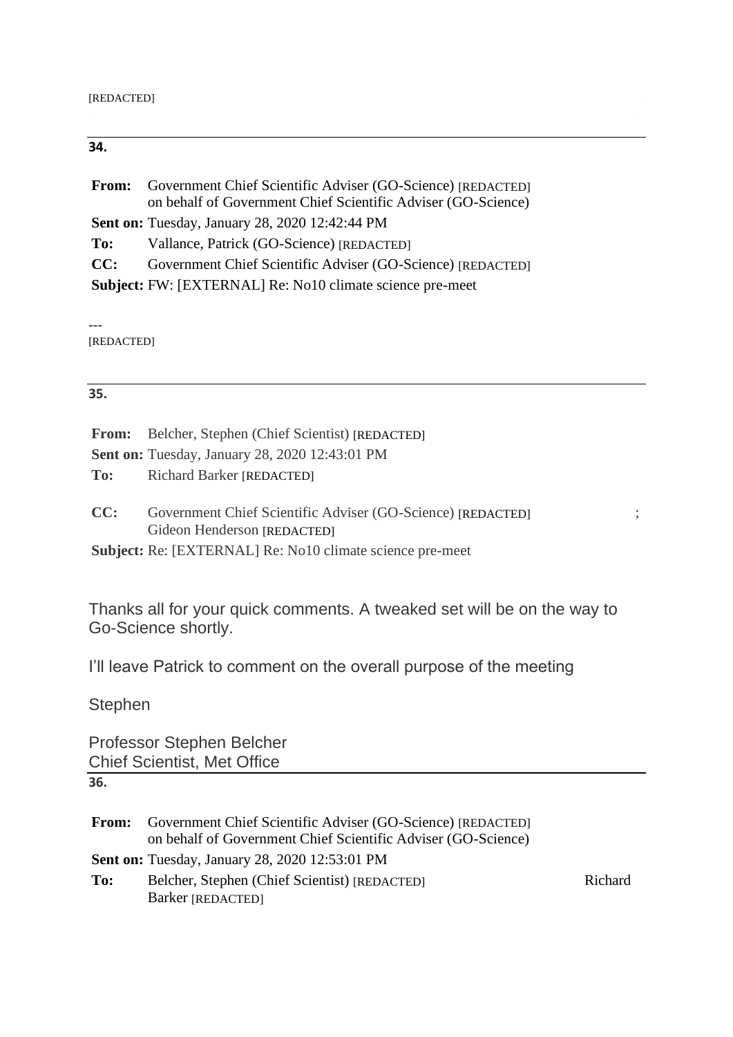[REDACTED]

---

**34.**

| | |
|---|---|
| **From:** | Government Chief Scientific Adviser (GO-Science) [REDACTED] on behalf of Government Chief Scientific Adviser (GO-Science) |
| **Sent on:** | Tuesday, January 28, 2020 12:42:44 PM |
| **To:** | Vallance, Patrick (GO-Science) [REDACTED] |
| **CC:** | Government Chief Scientific Adviser (GO-Science) [REDACTED] |
| **Subject:** | FW: [EXTERNAL] Re: No10 climate science pre-meet |

---
[REDACTED]

---

**35.**

| | |
|---|---|
| **From:** | Belcher, Stephen (Chief Scientist) [REDACTED] |
| **Sent on:** | Tuesday, January 28, 2020 12:43:01 PM |
| **To:** | Richard Barker [REDACTED] |
| **CC:** | Government Chief Scientific Adviser (GO-Science) [REDACTED] ; Gideon Henderson [REDACTED] |
| **Subject:** | Re: [EXTERNAL] Re: No10 climate science pre-meet |

Thanks all for your quick comments. A tweaked set will be on the way to Go-Science shortly.

I'll leave Patrick to comment on the overall purpose of the meeting

Stephen

Professor Stephen Belcher
Chief Scientist, Met Office

---

**36.**

| | |
|---|---|
| **From:** | Government Chief Scientific Adviser (GO-Science) [REDACTED] on behalf of Government Chief Scientific Adviser (GO-Science) |
| **Sent on:** | Tuesday, January 28, 2020 12:53:01 PM |
| **To:** | Belcher, Stephen (Chief Scientist) [REDACTED] Richard Barker [REDACTED] |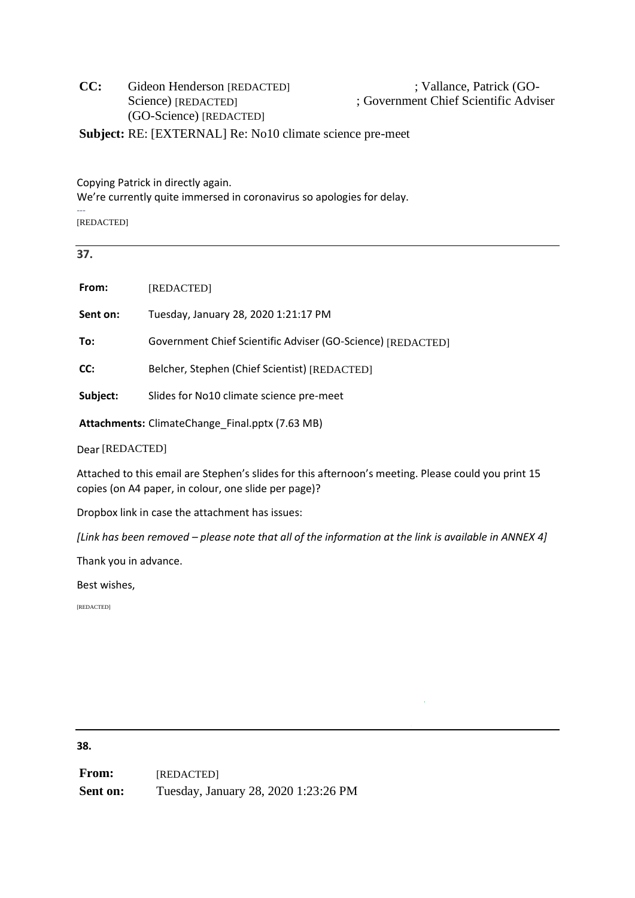**CC:** Gideon Henderson [REDACTED] ; Vallance, Patrick (GO-Science) [REDACTED] ; Government Chief Scientific Adviser (GO-Science) [REDACTED]

**Subject:** RE: [EXTERNAL] Re: No10 climate science pre-meet

Copying Patrick in directly again.
We're currently quite immersed in coronavirus so apologies for delay.

---

[REDACTED]

---

**37.**

**From:** [REDACTED]

**Sent on:** Tuesday, January 28, 2020 1:21:17 PM

**To:** Government Chief Scientific Adviser (GO-Science) [REDACTED]

**CC:** Belcher, Stephen (Chief Scientist) [REDACTED]

**Subject:** Slides for No10 climate science pre-meet

**Attachments:** ClimateChange_Final.pptx (7.63 MB)

Dear [REDACTED]

Attached to this email are Stephen's slides for this afternoon's meeting. Please could you print 15 copies (on A4 paper, in colour, one slide per page)?

Dropbox link in case the attachment has issues:

*[Link has been removed – please note that all of the information at the link is available in ANNEX 4]*

Thank you in advance.

Best wishes,

[REDACTED]

---

**38.**

**From:** [REDACTED]

**Sent on:** Tuesday, January 28, 2020 1:23:26 PM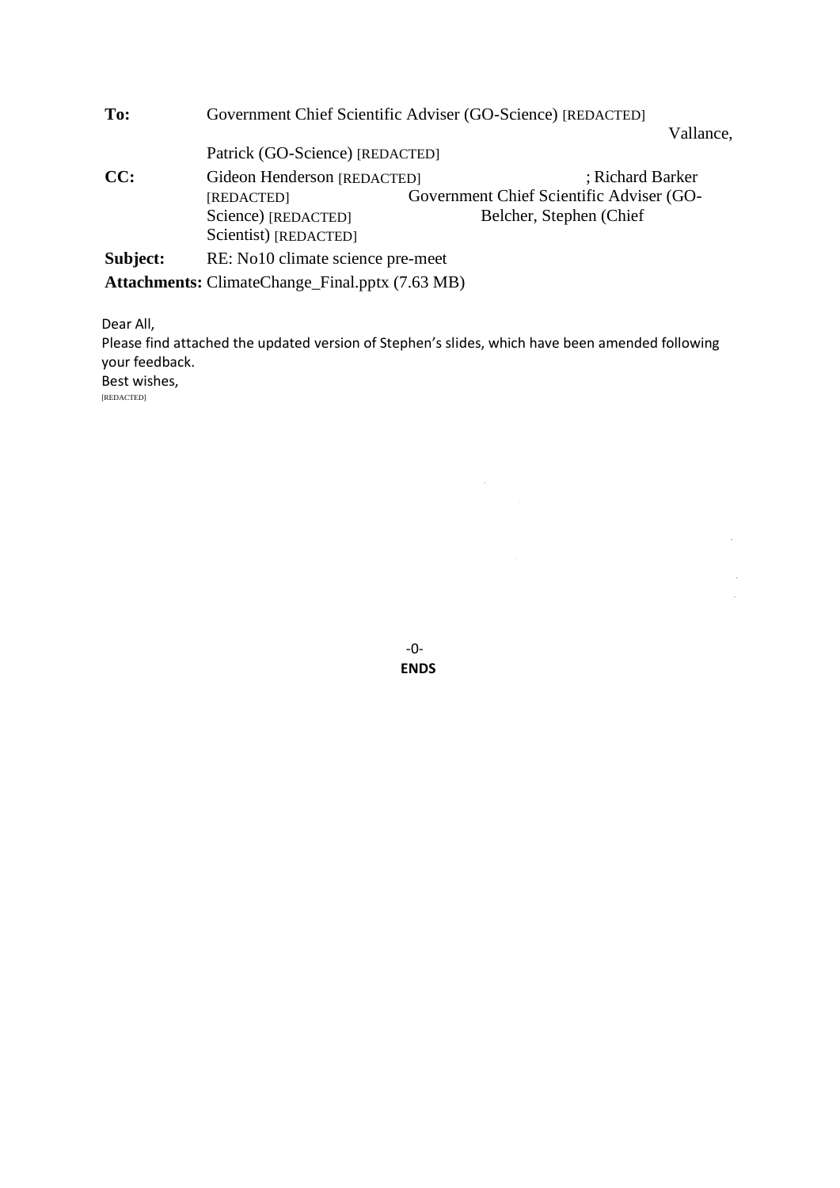**To:** Government Chief Scientific Adviser (GO-Science) [REDACTED] Vallance, Patrick (GO-Science) [REDACTED]

**CC:** Gideon Henderson [REDACTED] ; Richard Barker [REDACTED] Government Chief Scientific Adviser (GO-Science) [REDACTED] Belcher, Stephen (Chief Scientist) [REDACTED]

**Subject:** RE: No10 climate science pre-meet

**Attachments:** ClimateChange_Final.pptx (7.63 MB)

Dear All,

Please find attached the updated version of Stephen's slides, which have been amended following your feedback.

Best wishes,

[REDACTED]

-0-

**ENDS**